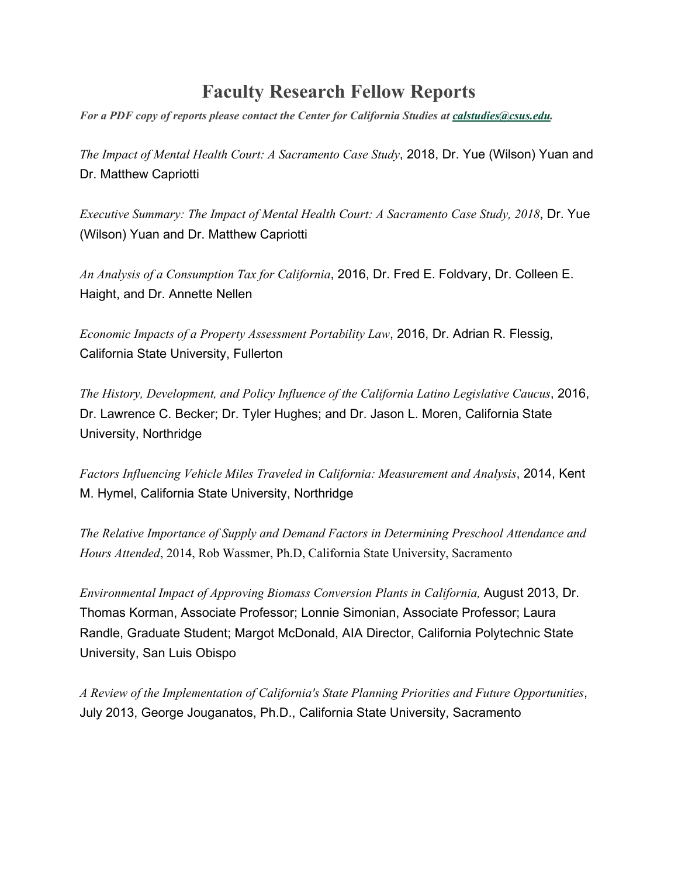# Faculty Research Fellow Reports

***For a PDF copy of reports please contact the Center for California Studies at calstudies@csus.edu.***

*The Impact of Mental Health Court: A Sacramento Case Study*, 2018, Dr. Yue (Wilson) Yuan and Dr. Matthew Capriotti

*Executive Summary: The Impact of Mental Health Court: A Sacramento Case Study, 2018*, Dr. Yue (Wilson) Yuan and Dr. Matthew Capriotti

*An Analysis of a Consumption Tax for California*, 2016, Dr. Fred E. Foldvary, Dr. Colleen E. Haight, and Dr. Annette Nellen

*Economic Impacts of a Property Assessment Portability Law*, 2016, Dr. Adrian R. Flessig, California State University, Fullerton

*The History, Development, and Policy Influence of the California Latino Legislative Caucus*, 2016, Dr. Lawrence C. Becker; Dr. Tyler Hughes; and Dr. Jason L. Moren, California State University, Northridge

*Factors Influencing Vehicle Miles Traveled in California: Measurement and Analysis*, 2014, Kent M. Hymel, California State University, Northridge

*The Relative Importance of Supply and Demand Factors in Determining Preschool Attendance and Hours Attended*, 2014, Rob Wassmer, Ph.D, California State University, Sacramento

*Environmental Impact of Approving Biomass Conversion Plants in California,* August 2013, Dr. Thomas Korman, Associate Professor; Lonnie Simonian, Associate Professor; Laura Randle, Graduate Student; Margot McDonald, AIA Director, California Polytechnic State University, San Luis Obispo

*A Review of the Implementation of California's State Planning Priorities and Future Opportunities*, July 2013, George Jouganatos, Ph.D., California State University, Sacramento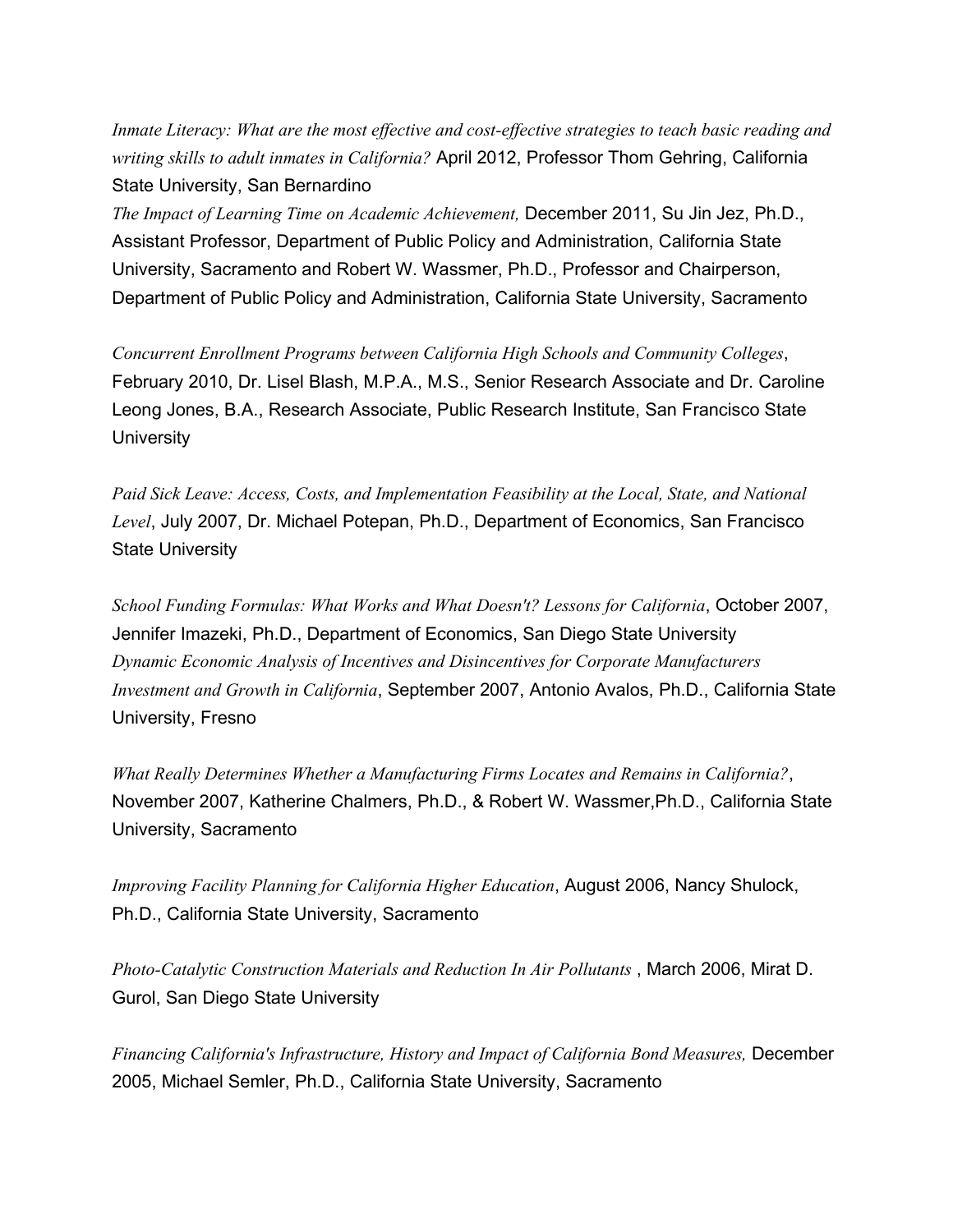*Inmate Literacy: What are the most effective and cost-effective strategies to teach basic reading and writing skills to adult inmates in California?* April 2012, Professor Thom Gehring, California State University, San Bernardino

*The Impact of Learning Time on Academic Achievement,* December 2011, Su Jin Jez, Ph.D., Assistant Professor, Department of Public Policy and Administration, California State University, Sacramento and Robert W. Wassmer, Ph.D., Professor and Chairperson, Department of Public Policy and Administration, California State University, Sacramento

*Concurrent Enrollment Programs between California High Schools and Community Colleges*, February 2010, Dr. Lisel Blash, M.P.A., M.S., Senior Research Associate and Dr. Caroline Leong Jones, B.A., Research Associate, Public Research Institute, San Francisco State University

*Paid Sick Leave: Access, Costs, and Implementation Feasibility at the Local, State, and National Level*, July 2007, Dr. Michael Potepan, Ph.D., Department of Economics, San Francisco State University

*School Funding Formulas: What Works and What Doesn't? Lessons for California*, October 2007, Jennifer Imazeki, Ph.D., Department of Economics, San Diego State University

*Dynamic Economic Analysis of Incentives and Disincentives for Corporate Manufacturers Investment and Growth in California*, September 2007, Antonio Avalos, Ph.D., California State University, Fresno

*What Really Determines Whether a Manufacturing Firms Locates and Remains in California?*, November 2007, Katherine Chalmers, Ph.D., & Robert W. Wassmer,Ph.D., California State University, Sacramento

*Improving Facility Planning for California Higher Education*, August 2006, Nancy Shulock, Ph.D., California State University, Sacramento

*Photo-Catalytic Construction Materials and Reduction In Air Pollutants* , March 2006, Mirat D. Gurol, San Diego State University

*Financing California's Infrastructure, History and Impact of California Bond Measures,* December 2005, Michael Semler, Ph.D., California State University, Sacramento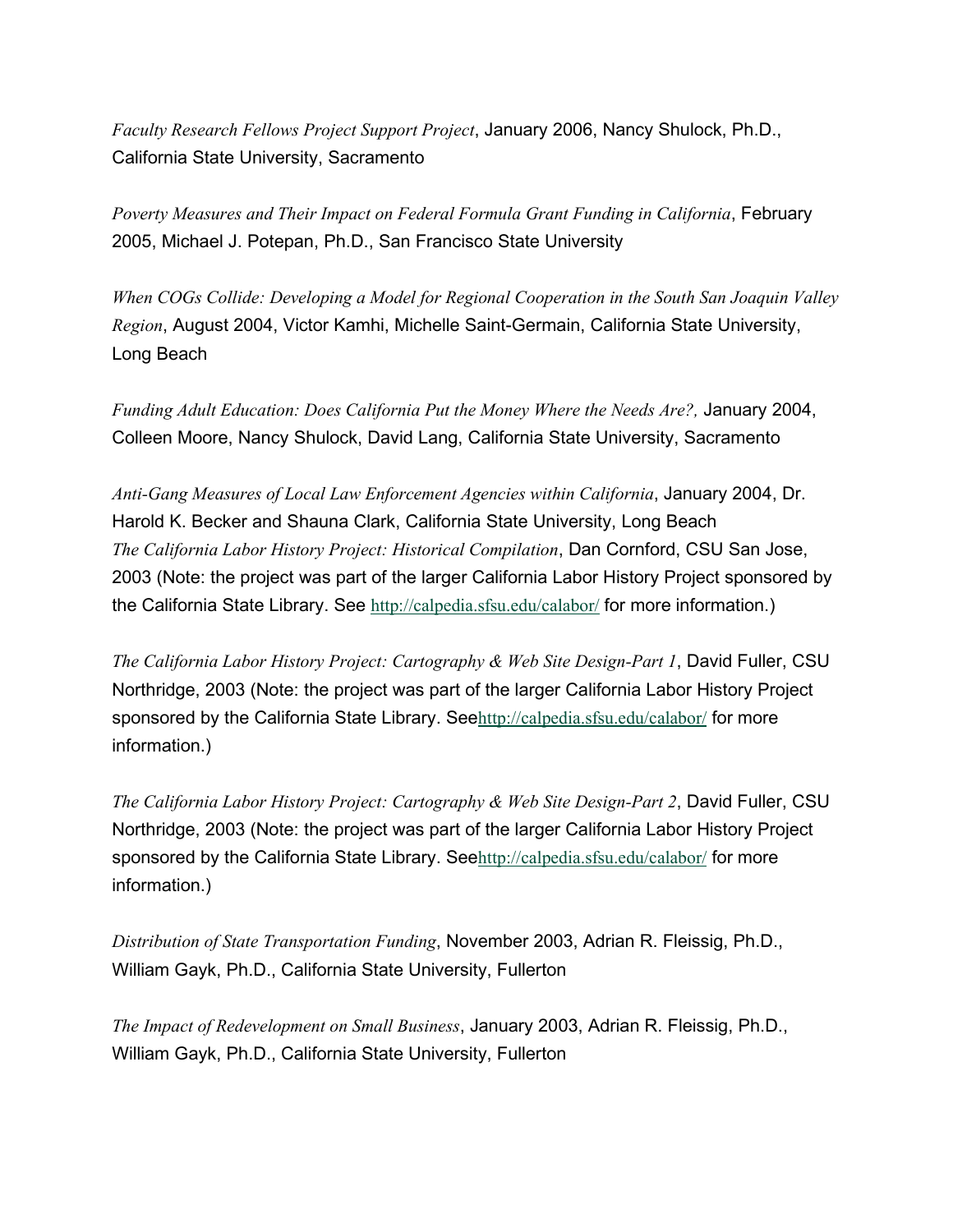*Faculty Research Fellows Project Support Project*, January 2006, Nancy Shulock, Ph.D., California State University, Sacramento

*Poverty Measures and Their Impact on Federal Formula Grant Funding in California*, February 2005, Michael J. Potepan, Ph.D., San Francisco State University

*When COGs Collide: Developing a Model for Regional Cooperation in the South San Joaquin Valley Region*, August 2004, Victor Kamhi, Michelle Saint-Germain, California State University, Long Beach

*Funding Adult Education: Does California Put the Money Where the Needs Are?,* January 2004, Colleen Moore, Nancy Shulock, David Lang, California State University, Sacramento

*Anti-Gang Measures of Local Law Enforcement Agencies within California*, January 2004, Dr. Harold K. Becker and Shauna Clark, California State University, Long Beach

*The California Labor History Project: Historical Compilation*, Dan Cornford, CSU San Jose, 2003 (Note: the project was part of the larger California Labor History Project sponsored by the California State Library. See http://calpedia.sfsu.edu/calabor/ for more information.)

*The California Labor History Project: Cartography & Web Site Design-Part 1*, David Fuller, CSU Northridge, 2003 (Note: the project was part of the larger California Labor History Project sponsored by the California State Library. Seehttp://calpedia.sfsu.edu/calabor/ for more information.)

*The California Labor History Project: Cartography & Web Site Design-Part 2*, David Fuller, CSU Northridge, 2003 (Note: the project was part of the larger California Labor History Project sponsored by the California State Library. Seehttp://calpedia.sfsu.edu/calabor/ for more information.)

*Distribution of State Transportation Funding*, November 2003, Adrian R. Fleissig, Ph.D., William Gayk, Ph.D., California State University, Fullerton

*The Impact of Redevelopment on Small Business*, January 2003, Adrian R. Fleissig, Ph.D., William Gayk, Ph.D., California State University, Fullerton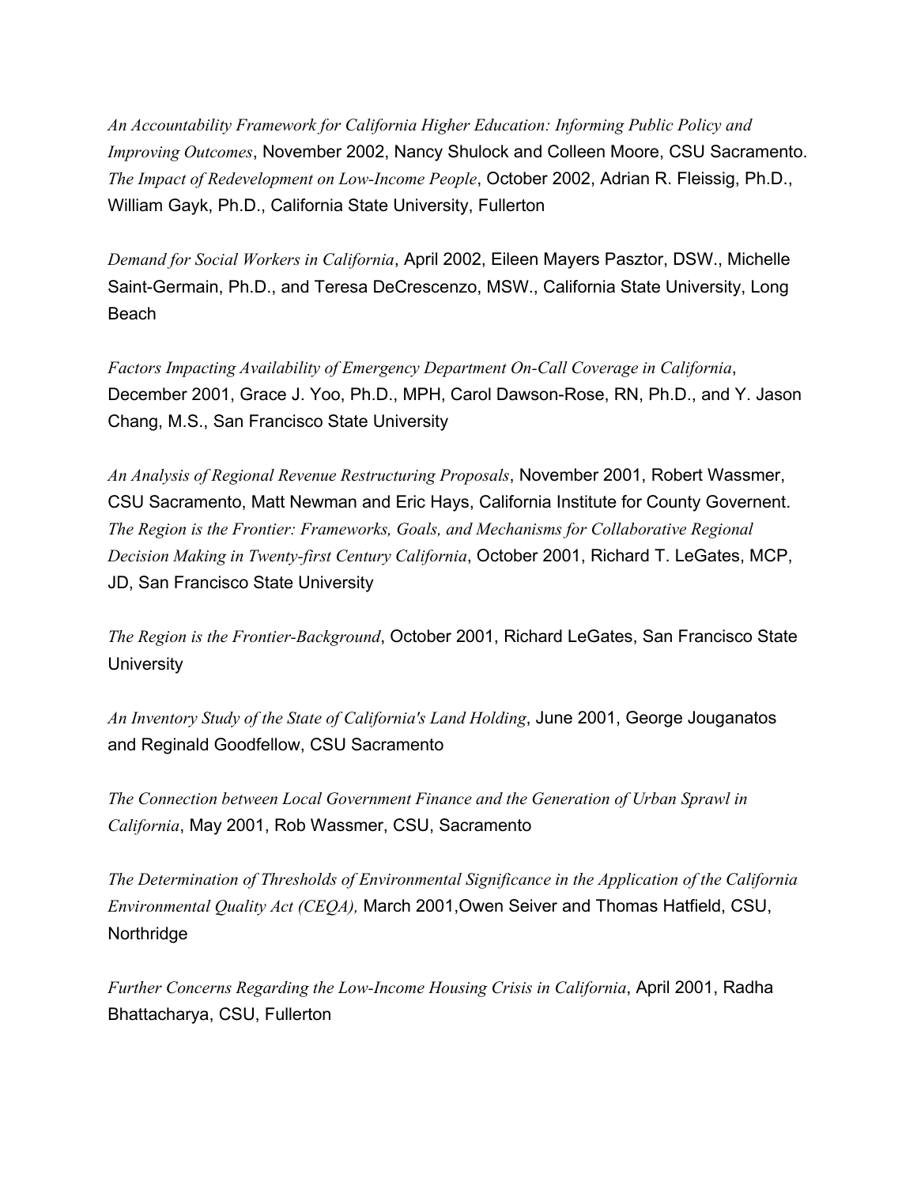*An Accountability Framework for California Higher Education: Informing Public Policy and Improving Outcomes*, November 2002, Nancy Shulock and Colleen Moore, CSU Sacramento.
*The Impact of Redevelopment on Low-Income People*, October 2002, Adrian R. Fleissig, Ph.D., William Gayk, Ph.D., California State University, Fullerton

*Demand for Social Workers in California*, April 2002, Eileen Mayers Pasztor, DSW., Michelle Saint-Germain, Ph.D., and Teresa DeCrescenzo, MSW., California State University, Long Beach

*Factors Impacting Availability of Emergency Department On-Call Coverage in California*, December 2001, Grace J. Yoo, Ph.D., MPH, Carol Dawson-Rose, RN, Ph.D., and Y. Jason Chang, M.S., San Francisco State University

*An Analysis of Regional Revenue Restructuring Proposals*, November 2001, Robert Wassmer, CSU Sacramento, Matt Newman and Eric Hays, California Institute for County Governent.
*The Region is the Frontier: Frameworks, Goals, and Mechanisms for Collaborative Regional Decision Making in Twenty-first Century California*, October 2001, Richard T. LeGates, MCP, JD, San Francisco State University

*The Region is the Frontier-Background*, October 2001, Richard LeGates, San Francisco State University

*An Inventory Study of the State of California's Land Holding*, June 2001, George Jouganatos and Reginald Goodfellow, CSU Sacramento

*The Connection between Local Government Finance and the Generation of Urban Sprawl in California*, May 2001, Rob Wassmer, CSU, Sacramento

*The Determination of Thresholds of Environmental Significance in the Application of the California Environmental Quality Act (CEQA),* March 2001,Owen Seiver and Thomas Hatfield, CSU, Northridge

*Further Concerns Regarding the Low-Income Housing Crisis in California*, April 2001, Radha Bhattacharya, CSU, Fullerton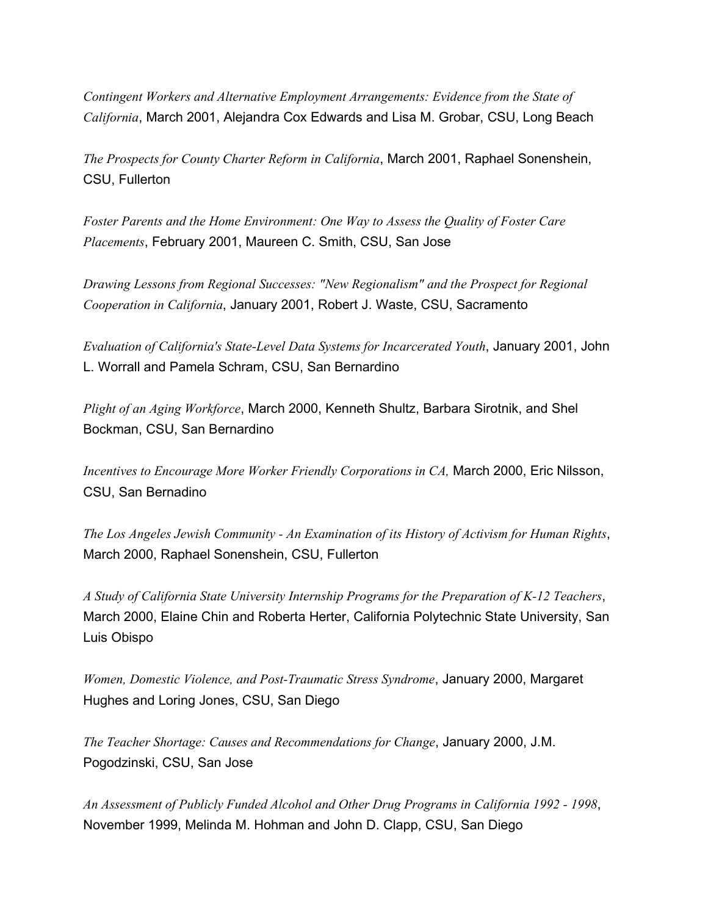*Contingent Workers and Alternative Employment Arrangements: Evidence from the State of California*, March 2001, Alejandra Cox Edwards and Lisa M. Grobar, CSU, Long Beach

*The Prospects for County Charter Reform in California*, March 2001, Raphael Sonenshein, CSU, Fullerton

*Foster Parents and the Home Environment: One Way to Assess the Quality of Foster Care Placements*, February 2001, Maureen C. Smith, CSU, San Jose

*Drawing Lessons from Regional Successes: "New Regionalism" and the Prospect for Regional Cooperation in California*, January 2001, Robert J. Waste, CSU, Sacramento

*Evaluation of California's State-Level Data Systems for Incarcerated Youth*, January 2001, John L. Worrall and Pamela Schram, CSU, San Bernardino

*Plight of an Aging Workforce*, March 2000, Kenneth Shultz, Barbara Sirotnik, and Shel Bockman, CSU, San Bernardino

*Incentives to Encourage More Worker Friendly Corporations in CA,* March 2000, Eric Nilsson, CSU, San Bernadino

*The Los Angeles Jewish Community - An Examination of its History of Activism for Human Rights*, March 2000, Raphael Sonenshein, CSU, Fullerton

*A Study of California State University Internship Programs for the Preparation of K-12 Teachers*, March 2000, Elaine Chin and Roberta Herter, California Polytechnic State University, San Luis Obispo

*Women, Domestic Violence, and Post-Traumatic Stress Syndrome*, January 2000, Margaret Hughes and Loring Jones, CSU, San Diego

*The Teacher Shortage: Causes and Recommendations for Change*, January 2000, J.M. Pogodzinski, CSU, San Jose

*An Assessment of Publicly Funded Alcohol and Other Drug Programs in California 1992 - 1998*, November 1999, Melinda M. Hohman and John D. Clapp, CSU, San Diego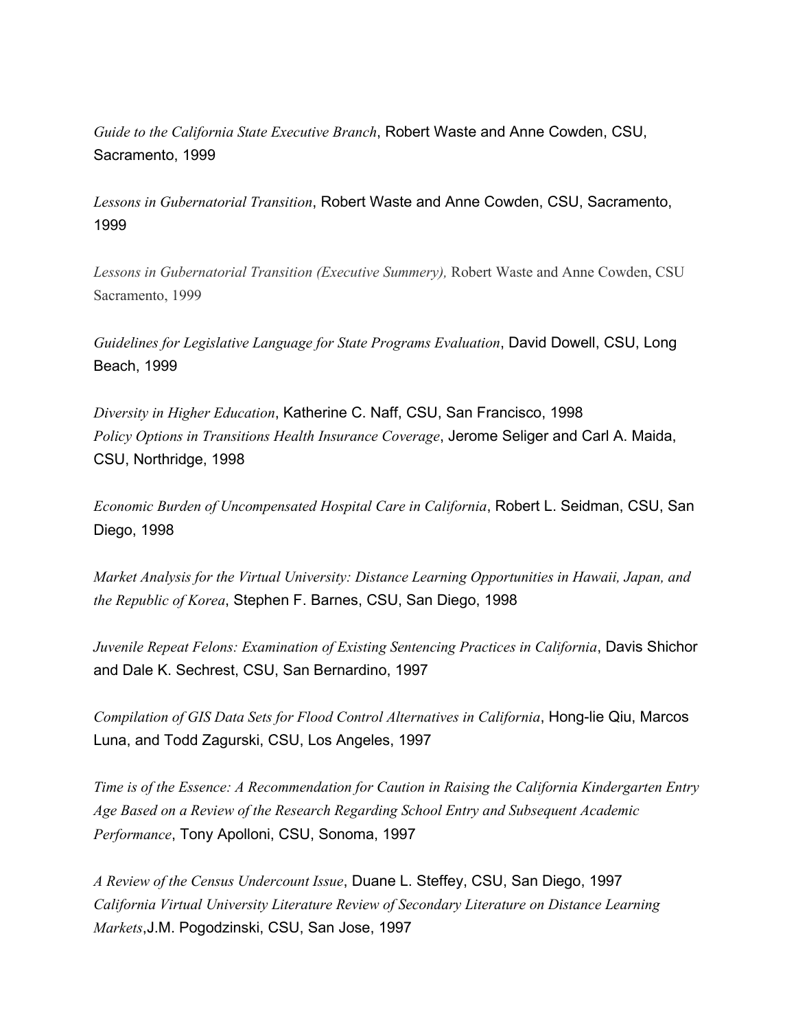*Guide to the California State Executive Branch*, Robert Waste and Anne Cowden, CSU, Sacramento, 1999

*Lessons in Gubernatorial Transition*, Robert Waste and Anne Cowden, CSU, Sacramento, 1999

*Lessons in Gubernatorial Transition (Executive Summery),* Robert Waste and Anne Cowden, CSU Sacramento, 1999

*Guidelines for Legislative Language for State Programs Evaluation*, David Dowell, CSU, Long Beach, 1999

*Diversity in Higher Education*, Katherine C. Naff, CSU, San Francisco, 1998

*Policy Options in Transitions Health Insurance Coverage*, Jerome Seliger and Carl A. Maida, CSU, Northridge, 1998

*Economic Burden of Uncompensated Hospital Care in California*, Robert L. Seidman, CSU, San Diego, 1998

*Market Analysis for the Virtual University: Distance Learning Opportunities in Hawaii, Japan, and the Republic of Korea*, Stephen F. Barnes, CSU, San Diego, 1998

*Juvenile Repeat Felons: Examination of Existing Sentencing Practices in California*, Davis Shichor and Dale K. Sechrest, CSU, San Bernardino, 1997

*Compilation of GIS Data Sets for Flood Control Alternatives in California*, Hong-lie Qiu, Marcos Luna, and Todd Zagurski, CSU, Los Angeles, 1997

*Time is of the Essence: A Recommendation for Caution in Raising the California Kindergarten Entry Age Based on a Review of the Research Regarding School Entry and Subsequent Academic Performance*, Tony Apolloni, CSU, Sonoma, 1997

*A Review of the Census Undercount Issue*, Duane L. Steffey, CSU, San Diego, 1997

*California Virtual University Literature Review of Secondary Literature on Distance Learning Markets*,J.M. Pogodzinski, CSU, San Jose, 1997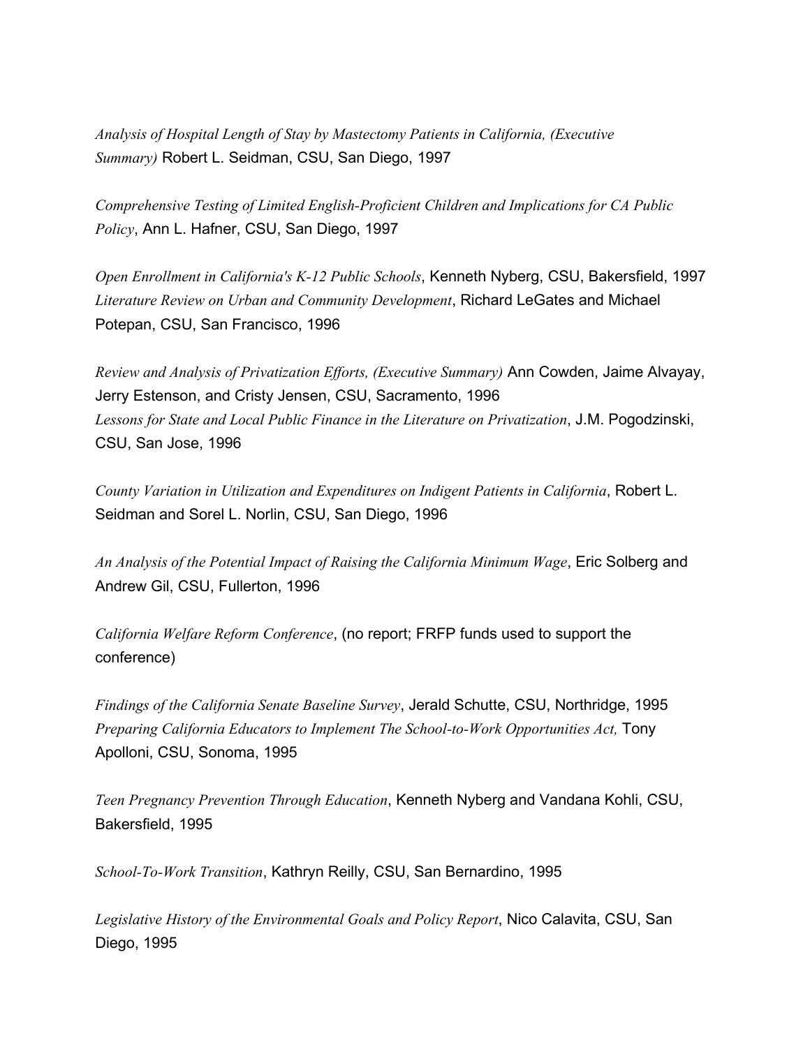*Analysis of Hospital Length of Stay by Mastectomy Patients in California, (Executive Summary)* Robert L. Seidman, CSU, San Diego, 1997

*Comprehensive Testing of Limited English-Proficient Children and Implications for CA Public Policy*, Ann L. Hafner, CSU, San Diego, 1997

*Open Enrollment in California's K-12 Public Schools*, Kenneth Nyberg, CSU, Bakersfield, 1997

*Literature Review on Urban and Community Development*, Richard LeGates and Michael Potepan, CSU, San Francisco, 1996

*Review and Analysis of Privatization Efforts, (Executive Summary)* Ann Cowden, Jaime Alvayay, Jerry Estenson, and Cristy Jensen, CSU, Sacramento, 1996

*Lessons for State and Local Public Finance in the Literature on Privatization*, J.M. Pogodzinski, CSU, San Jose, 1996

*County Variation in Utilization and Expenditures on Indigent Patients in California*, Robert L. Seidman and Sorel L. Norlin, CSU, San Diego, 1996

*An Analysis of the Potential Impact of Raising the California Minimum Wage*, Eric Solberg and Andrew Gil, CSU, Fullerton, 1996

*California Welfare Reform Conference*, (no report; FRFP funds used to support the conference)

*Findings of the California Senate Baseline Survey*, Jerald Schutte, CSU, Northridge, 1995

*Preparing California Educators to Implement The School-to-Work Opportunities Act,* Tony Apolloni, CSU, Sonoma, 1995

*Teen Pregnancy Prevention Through Education*, Kenneth Nyberg and Vandana Kohli, CSU, Bakersfield, 1995

*School-To-Work Transition*, Kathryn Reilly, CSU, San Bernardino, 1995

*Legislative History of the Environmental Goals and Policy Report*, Nico Calavita, CSU, San Diego, 1995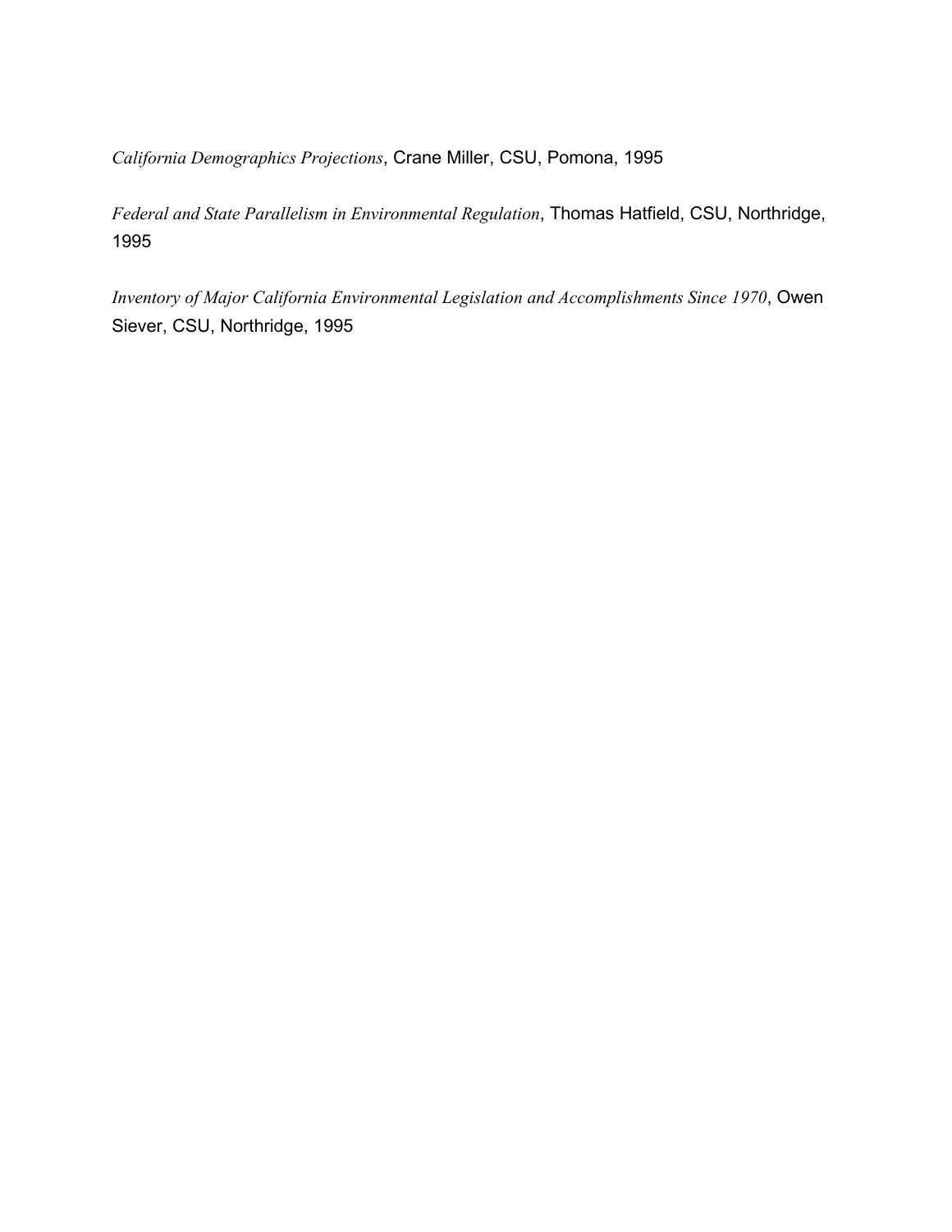*California Demographics Projections*, Crane Miller, CSU, Pomona, 1995

*Federal and State Parallelism in Environmental Regulation*, Thomas Hatfield, CSU, Northridge, 1995

*Inventory of Major California Environmental Legislation and Accomplishments Since 1970*, Owen Siever, CSU, Northridge, 1995